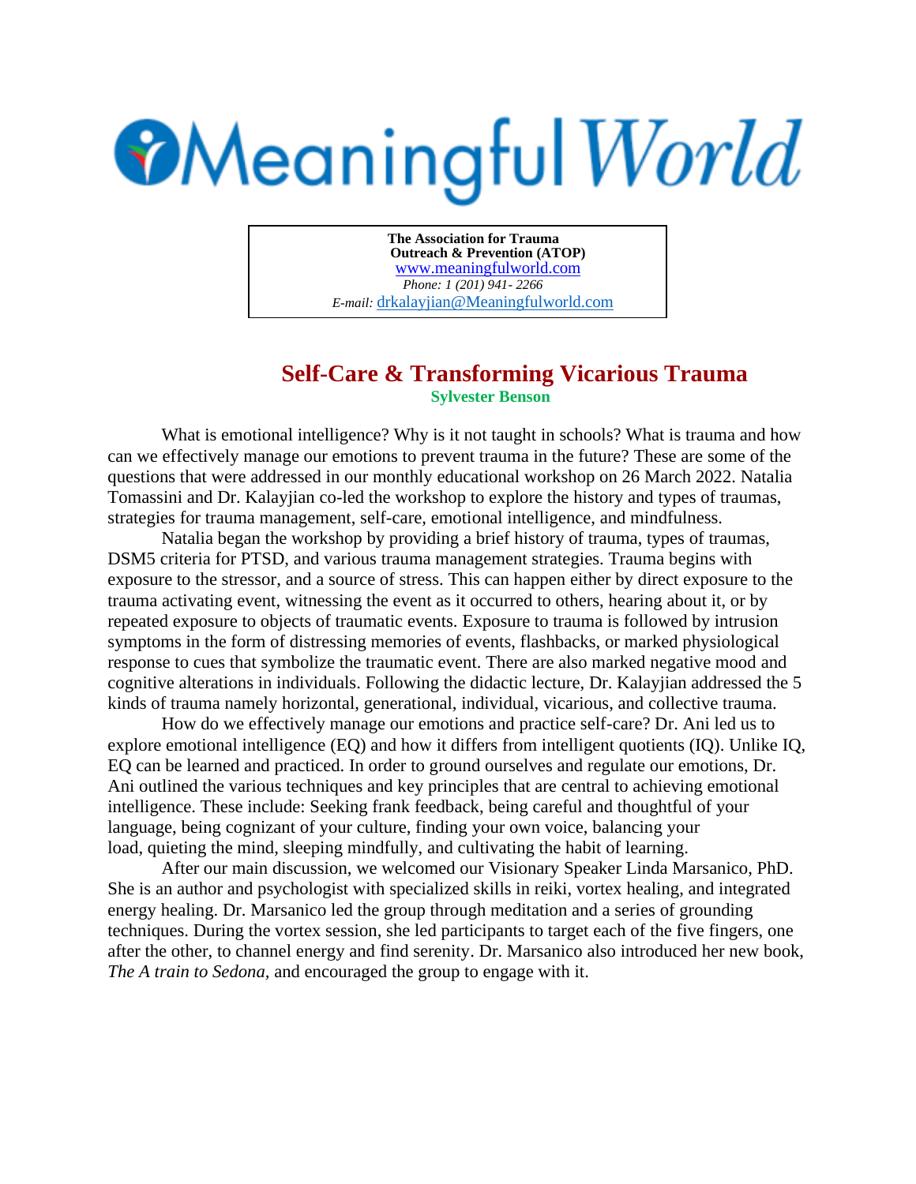# Meaningful World

**The Association for Trauma Outreach & Prevention (ATOP)**
www.meaningfulworld.com
*Phone: 1 (201) 941- 2266*
*E-mail:* drkalayjian@Meaningfulworld.com

## Self-Care & Transforming Vicarious Trauma

**Sylvester Benson**

What is emotional intelligence? Why is it not taught in schools? What is trauma and how can we effectively manage our emotions to prevent trauma in the future? These are some of the questions that were addressed in our monthly educational workshop on 26 March 2022. Natalia Tomassini and Dr. Kalayjian co-led the workshop to explore the history and types of traumas, strategies for trauma management, self-care, emotional intelligence, and mindfulness.

Natalia began the workshop by providing a brief history of trauma, types of traumas, DSM5 criteria for PTSD, and various trauma management strategies. Trauma begins with exposure to the stressor, and a source of stress. This can happen either by direct exposure to the trauma activating event, witnessing the event as it occurred to others, hearing about it, or by repeated exposure to objects of traumatic events. Exposure to trauma is followed by intrusion symptoms in the form of distressing memories of events, flashbacks, or marked physiological response to cues that symbolize the traumatic event. There are also marked negative mood and cognitive alterations in individuals. Following the didactic lecture, Dr. Kalayjian addressed the 5 kinds of trauma namely horizontal, generational, individual, vicarious, and collective trauma.

How do we effectively manage our emotions and practice self-care? Dr. Ani led us to explore emotional intelligence (EQ) and how it differs from intelligent quotients (IQ). Unlike IQ, EQ can be learned and practiced. In order to ground ourselves and regulate our emotions, Dr. Ani outlined the various techniques and key principles that are central to achieving emotional intelligence. These include: Seeking frank feedback, being careful and thoughtful of your language, being cognizant of your culture, finding your own voice, balancing your load, quieting the mind, sleeping mindfully, and cultivating the habit of learning.

After our main discussion, we welcomed our Visionary Speaker Linda Marsanico, PhD. She is an author and psychologist with specialized skills in reiki, vortex healing, and integrated energy healing. Dr. Marsanico led the group through meditation and a series of grounding techniques. During the vortex session, she led participants to target each of the five fingers, one after the other, to channel energy and find serenity. Dr. Marsanico also introduced her new book, *The A train to Sedona*, and encouraged the group to engage with it.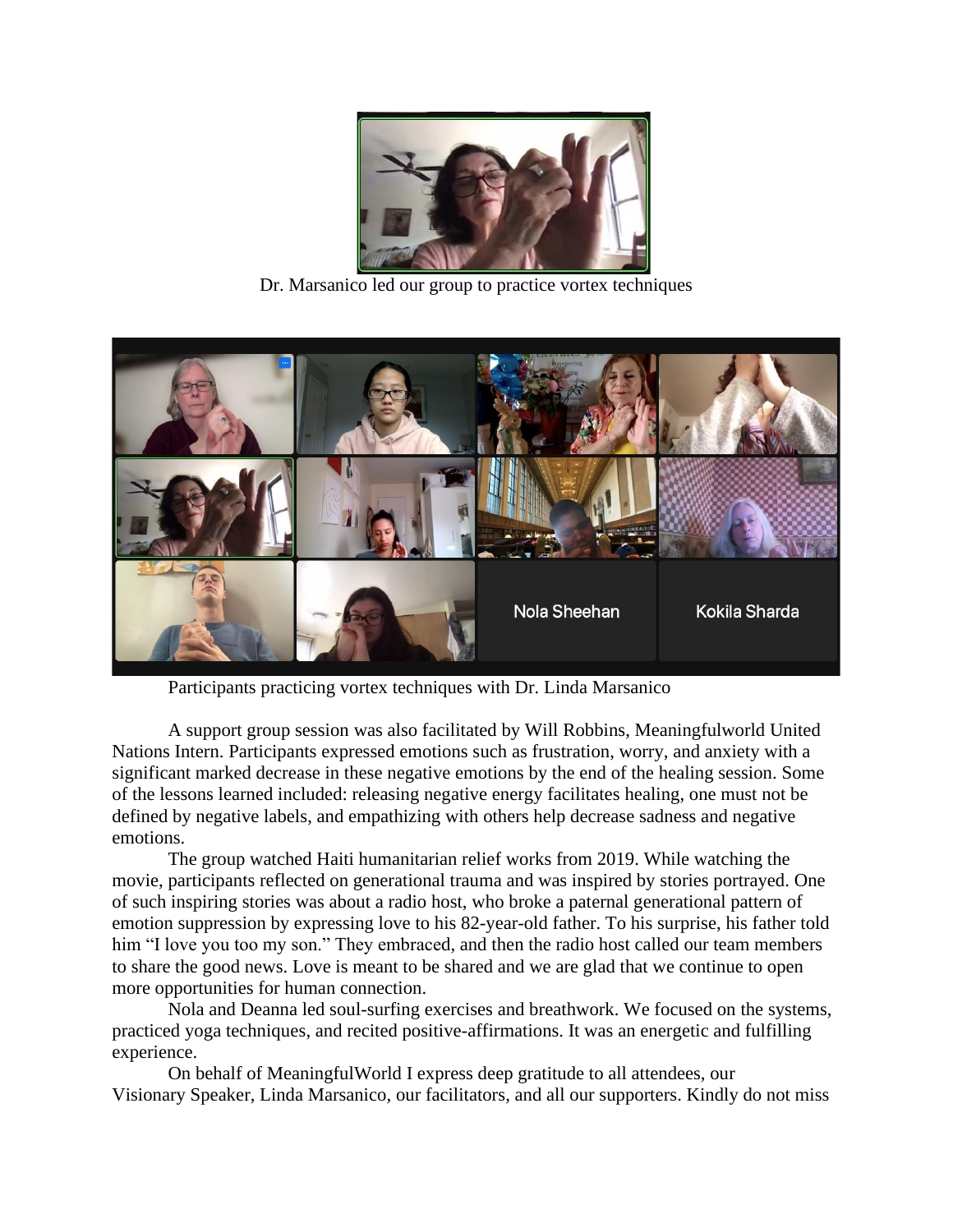Dr. Marsanico led our group to practice vortex techniques

Participants practicing vortex techniques with Dr. Linda Marsanico

A support group session was also facilitated by Will Robbins, Meaningfulworld United Nations Intern. Participants expressed emotions such as frustration, worry, and anxiety with a significant marked decrease in these negative emotions by the end of the healing session. Some of the lessons learned included: releasing negative energy facilitates healing, one must not be defined by negative labels, and empathizing with others help decrease sadness and negative emotions.

The group watched Haiti humanitarian relief works from 2019. While watching the movie, participants reflected on generational trauma and was inspired by stories portrayed. One of such inspiring stories was about a radio host, who broke a paternal generational pattern of emotion suppression by expressing love to his 82-year-old father. To his surprise, his father told him "I love you too my son." They embraced, and then the radio host called our team members to share the good news. Love is meant to be shared and we are glad that we continue to open more opportunities for human connection.

Nola and Deanna led soul-surfing exercises and breathwork. We focused on the systems, practiced yoga techniques, and recited positive-affirmations. It was an energetic and fulfilling experience.

On behalf of MeaningfulWorld I express deep gratitude to all attendees, our Visionary Speaker, Linda Marsanico, our facilitators, and all our supporters. Kindly do not miss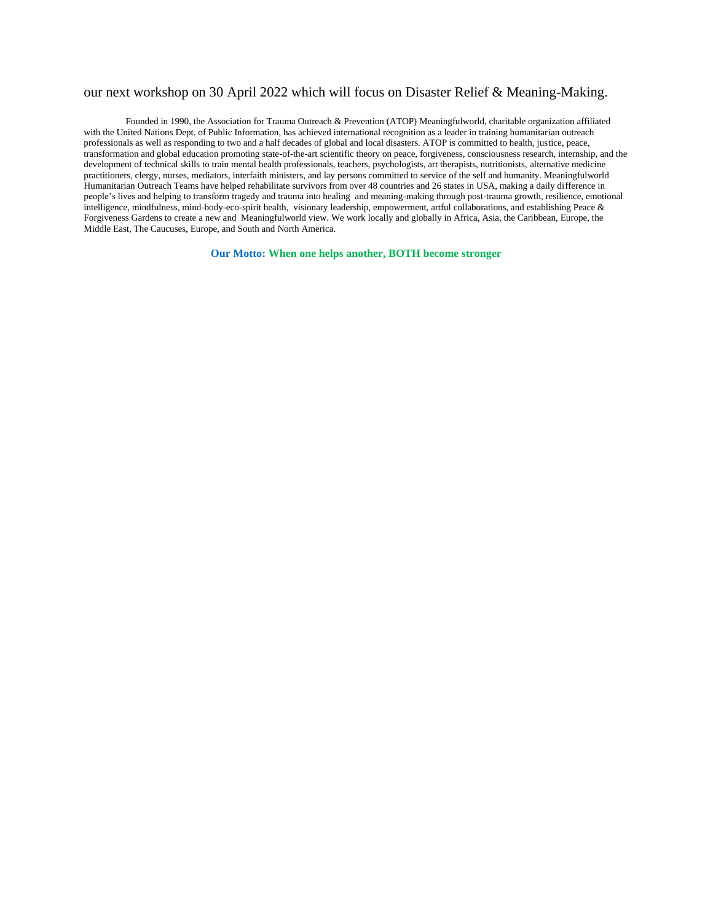our next workshop on 30 April 2022 which will focus on Disaster Relief & Meaning-Making.

Founded in 1990, the Association for Trauma Outreach & Prevention (ATOP) Meaningfulworld, charitable organization affiliated with the United Nations Dept. of Public Information, has achieved international recognition as a leader in training humanitarian outreach professionals as well as responding to two and a half decades of global and local disasters. ATOP is committed to health, justice, peace, transformation and global education promoting state-of-the-art scientific theory on peace, forgiveness, consciousness research, internship, and the development of technical skills to train mental health professionals, teachers, psychologists, art therapists, nutritionists, alternative medicine practitioners, clergy, nurses, mediators, interfaith ministers, and lay persons committed to service of the self and humanity. Meaningfulworld Humanitarian Outreach Teams have helped rehabilitate survivors from over 48 countries and 26 states in USA, making a daily difference in people's lives and helping to transform tragedy and trauma into healing and meaning-making through post-trauma growth, resilience, emotional intelligence, mindfulness, mind-body-eco-spirit health, visionary leadership, empowerment, artful collaborations, and establishing Peace & Forgiveness Gardens to create a new and Meaningfulworld view. We work locally and globally in Africa, Asia, the Caribbean, Europe, the Middle East, The Caucuses, Europe, and South and North America.

**Our Motto: When one helps another, BOTH become stronger**